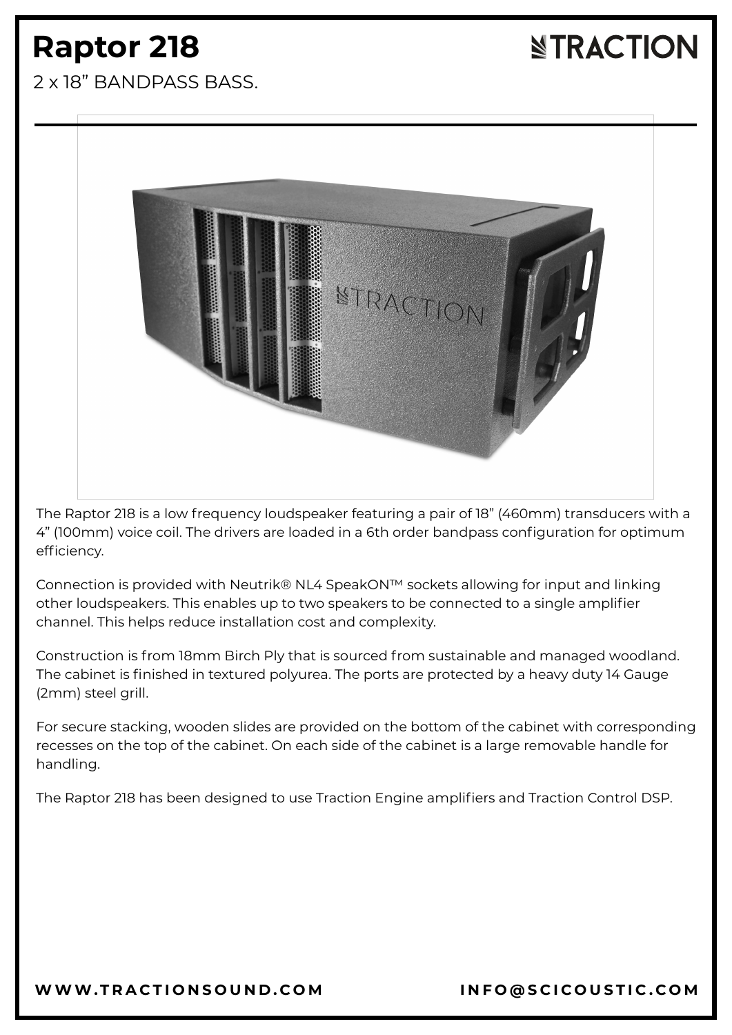# Raptor 218

**TRACTION**

2 x 18" BANDPASS BASS.

The Raptor 218 is a low frequency loudspeaker featuring a pair of 18" (460mm) transducers with a 4" (100mm) voice coil. The drivers are loaded in a 6th order bandpass configuration for optimum efficiency.

Connection is provided with Neutrik® NL4 SpeakON™ sockets allowing for input and linking other loudspeakers. This enables up to two speakers to be connected to a single amplifier channel. This helps reduce installation cost and complexity.

Construction is from 18mm Birch Ply that is sourced from sustainable and managed woodland. The cabinet is finished in textured polyurea. The ports are protected by a heavy duty 14 Gauge (2mm) steel grill.

For secure stacking, wooden slides are provided on the bottom of the cabinet with corresponding recesses on the top of the cabinet. On each side of the cabinet is a large removable handle for handling.

The Raptor 218 has been designed to use Traction Engine amplifiers and Traction Control DSP.

**WWW.TRACTIONSOUND.COM** **INFO@SCICOUSTIC.COM**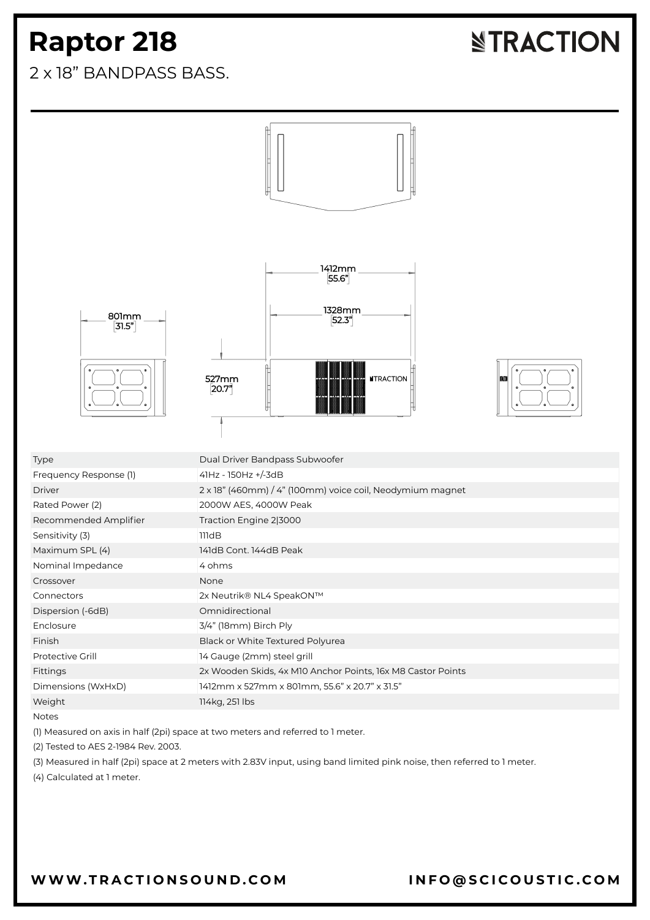# Raptor 218

TRACTION

2 x 18” BANDPASS BASS.

1412mm [55.6”]

1328mm [52.3”]

801mm [31.5”]

527mm [20.7”]

| | |
|---|---|
| Type | Dual Driver Bandpass Subwoofer |
| Frequency Response (1) | 41Hz - 150Hz +/-3dB |
| Driver | 2 x 18” (460mm) / 4” (100mm) voice coil, Neodymium magnet |
| Rated Power (2) | 2000W AES, 4000W Peak |
| Recommended Amplifier | Traction Engine 2\|3000 |
| Sensitivity (3) | 111dB |
| Maximum SPL (4) | 141dB Cont. 144dB Peak |
| Nominal Impedance | 4 ohms |
| Crossover | None |
| Connectors | 2x Neutrik® NL4 SpeakON™ |
| Dispersion (-6dB) | Omnidirectional |
| Enclosure | 3/4” (18mm) Birch Ply |
| Finish | Black or White Textured Polyurea |
| Protective Grill | 14 Gauge (2mm) steel grill |
| Fittings | 2x Wooden Skids, 4x M10 Anchor Points, 16x M8 Castor Points |
| Dimensions (WxHxD) | 1412mm x 527mm x 801mm, 55.6” x 20.7” x 31.5” |
| Weight | 114kg, 251 lbs |

Notes

(1) Measured on axis in half (2pi) space at two meters and referred to 1 meter.

(2) Tested to AES 2-1984 Rev. 2003.

(3) Measured in half (2pi) space at 2 meters with 2.83V input, using band limited pink noise, then referred to 1 meter.

(4) Calculated at 1 meter.

WWW.TRACTIONSOUND.COM INFO@SCICOUSTIC.COM